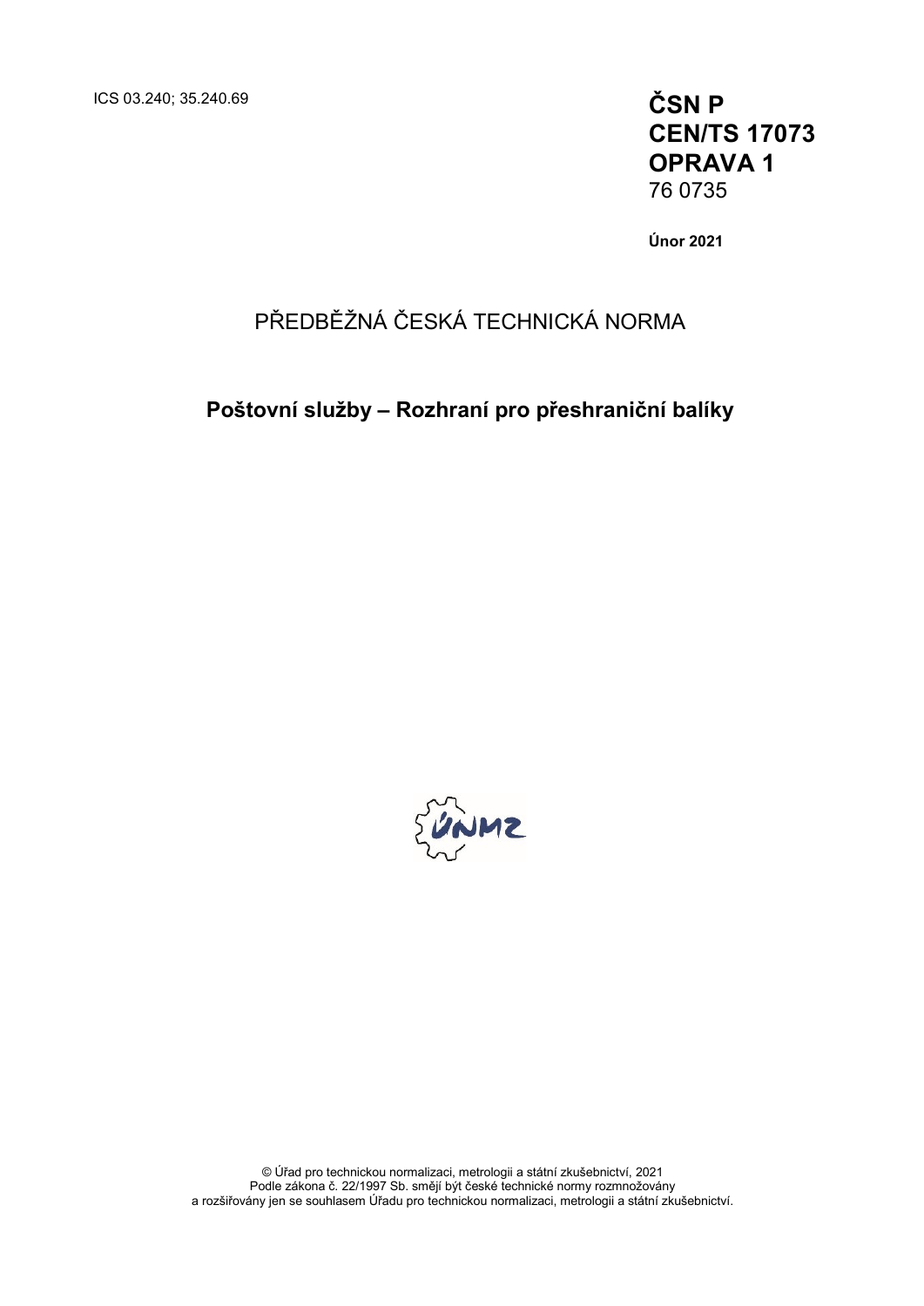ICS 03.240; 35.240.69

**ČSN P**
**CEN/TS 17073**
**OPRAVA 1**
76 0735

**Únor 2021**

# PŘEDBĚŽNÁ ČESKÁ TECHNICKÁ NORMA

## Poštovní služby – Rozhraní pro přeshraniční balíky

© Úřad pro technickou normalizaci, metrologii a státní zkušebnictví, 2021
Podle zákona č. 22/1997 Sb. smějí být české technické normy rozmnožovány
a rozšiřovány jen se souhlasem Úřadu pro technickou normalizaci, metrologii a státní zkušebnictví.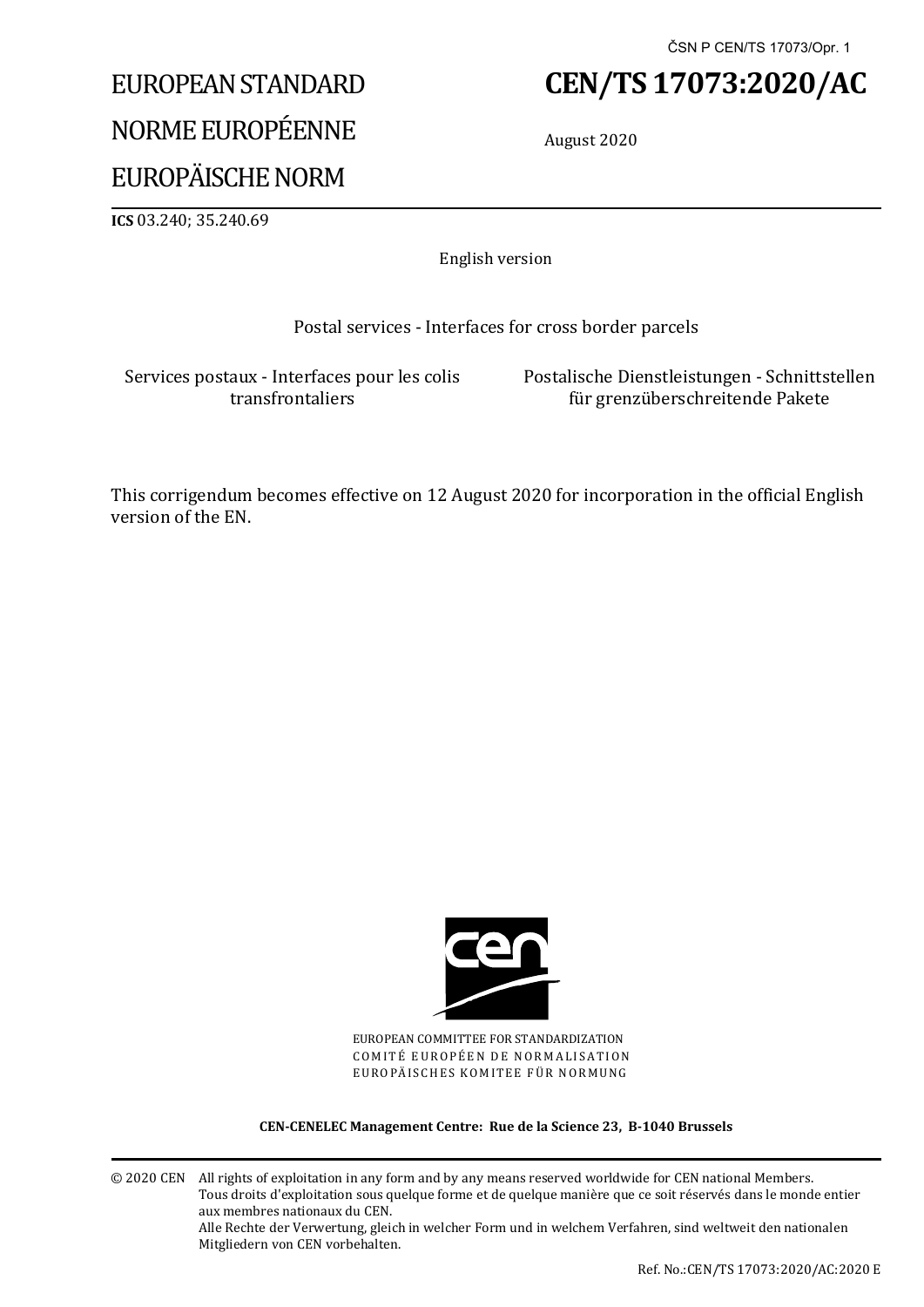ČSN P CEN/TS 17073/Opr. 1

EUROPEAN STANDARD

NORME EUROPÉENNE

EUROPÄISCHE NORM

# CEN/TS 17073:2020/AC

August 2020

**ICS** 03.240; 35.240.69

English version

Postal services - Interfaces for cross border parcels

Services postaux - Interfaces pour les colis transfrontaliers

Postalische Dienstleistungen - Schnittstellen für grenzüberschreitende Pakete

This corrigendum becomes effective on 12 August 2020 for incorporation in the official English version of the EN.

EUROPEAN COMMITTEE FOR STANDARDIZATION
COMITÉ EUROPÉEN DE NORMALISATION
EUROPÄISCHES KOMITEE FÜR NORMUNG

**CEN-CENELEC Management Centre: Rue de la Science 23, B-1040 Brussels**

© 2020 CEN All rights of exploitation in any form and by any means reserved worldwide for CEN national Members.
Tous droits d'exploitation sous quelque forme et de quelque manière que ce soit réservés dans le monde entier aux membres nationaux du CEN.
Alle Rechte der Verwertung, gleich in welcher Form und in welchem Verfahren, sind weltweit den nationalen Mitgliedern von CEN vorbehalten.

Ref. No.:CEN/TS 17073:2020/AC:2020 E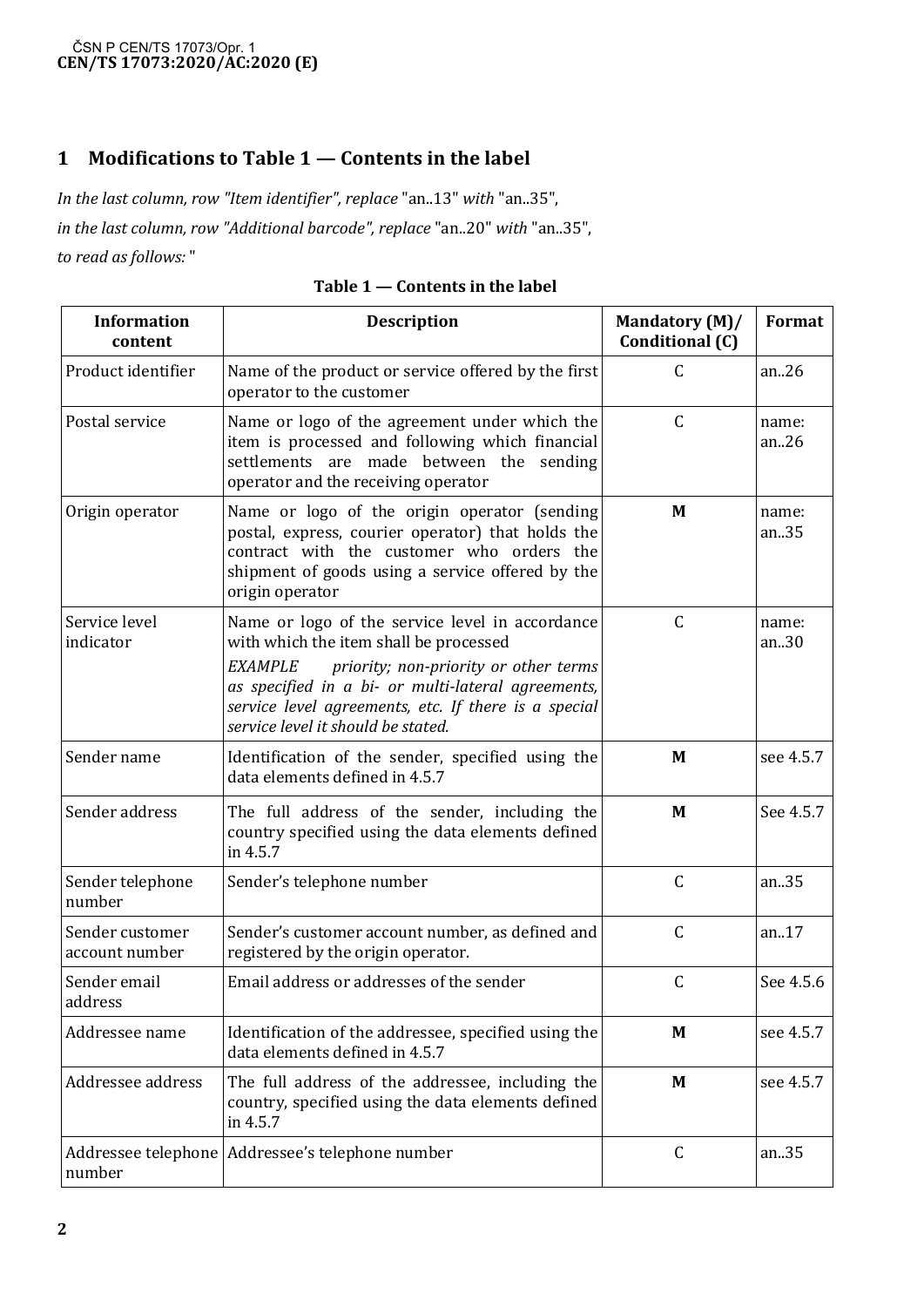## 1 Modifications to Table 1 — Contents in the label

*In the last column, row "Item identifier", replace* "an..13" *with* "an..35",

*in the last column, row "Additional barcode", replace* "an..20" *with* "an..35",

*to read as follows:* "

**Table 1 — Contents in the label**

| Information content | Description | Mandatory (M)/ Conditional (C) | Format |
|---|---|---|---|
| Product identifier | Name of the product or service offered by the first operator to the customer | C | an..26 |
| Postal service | Name or logo of the agreement under which the item is processed and following which financial settlements are made between the sending operator and the receiving operator | C | name: an..26 |
| Origin operator | Name or logo of the origin operator (sending postal, express, courier operator) that holds the contract with the customer who orders the shipment of goods using a service offered by the origin operator | **M** | name: an..35 |
| Service level indicator | Name or logo of the service level in accordance with which the item shall be processed<br>*EXAMPLE priority; non-priority or other terms as specified in a bi- or multi-lateral agreements, service level agreements, etc. If there is a special service level it should be stated.* | C | name: an..30 |
| Sender name | Identification of the sender, specified using the data elements defined in 4.5.7 | **M** | see 4.5.7 |
| Sender address | The full address of the sender, including the country specified using the data elements defined in 4.5.7 | **M** | See 4.5.7 |
| Sender telephone number | Sender's telephone number | C | an..35 |
| Sender customer account number | Sender's customer account number, as defined and registered by the origin operator. | C | an..17 |
| Sender email address | Email address or addresses of the sender | C | See 4.5.6 |
| Addressee name | Identification of the addressee, specified using the data elements defined in 4.5.7 | **M** | see 4.5.7 |
| Addressee address | The full address of the addressee, including the country, specified using the data elements defined in 4.5.7 | **M** | see 4.5.7 |
| Addressee telephone number | Addressee's telephone number | C | an..35 |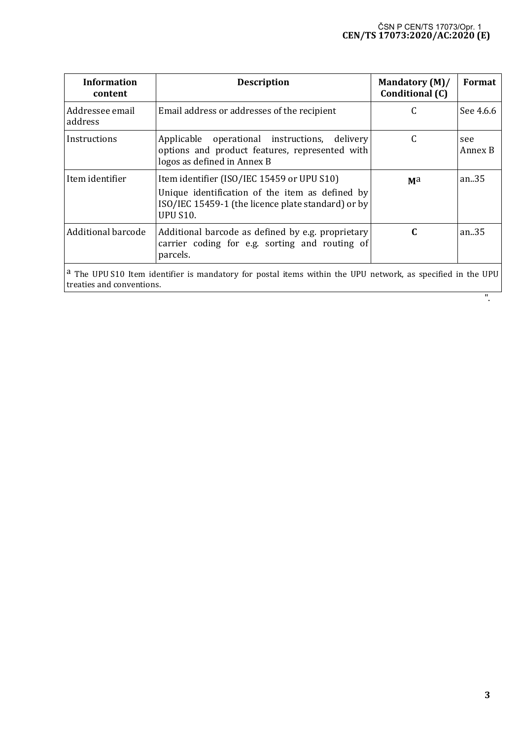| Information content | Description | Mandatory (M)/ Conditional (C) | Format |
|---|---|---|---|
| Addressee email address | Email address or addresses of the recipient | C | See 4.6.6 |
| Instructions | Applicable operational instructions, delivery options and product features, represented with logos as defined in Annex B | C | see Annex B |
| Item identifier | Item identifier (ISO/IEC 15459 or UPU S10)<br>Unique identification of the item as defined by ISO/IEC 15459-1 (the licence plate standard) or by UPU S10. | **M**[a] | an..35 |
| Additional barcode | Additional barcode as defined by e.g. proprietary carrier coding for e.g. sorting and routing of parcels. | **C** | an..35 |

[a] The UPU S10 Item identifier is mandatory for postal items within the UPU network, as specified in the UPU treaties and conventions.

".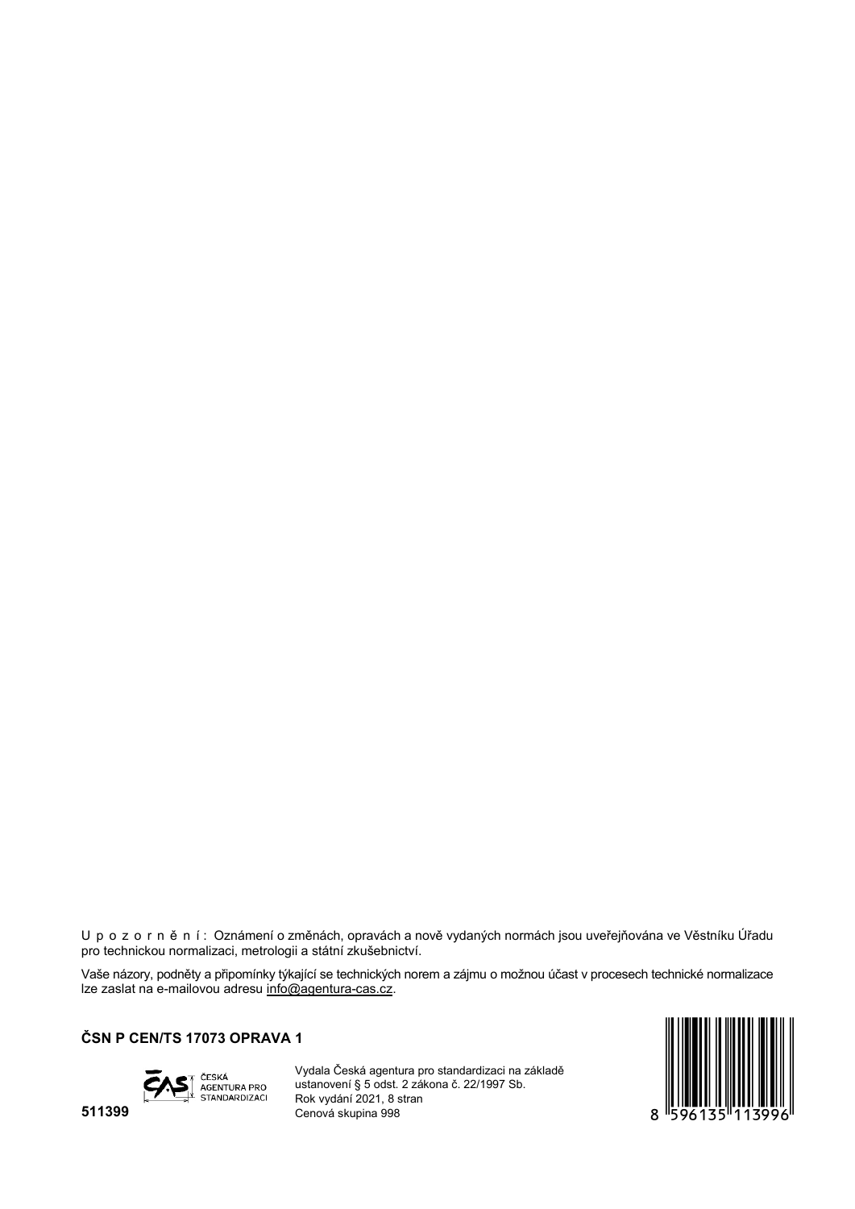U p o z o r n ě n í : Oznámení o změnách, opravách a nově vydaných normách jsou uveřejňována ve Věstníku Úřadu pro technickou normalizaci, metrologii a státní zkušebnictví.

Vaše názory, podněty a připomínky týkající se technických norem a zájmu o možnou účast v procesech technické normalizace lze zaslat na e-mailovou adresu info@agentura-cas.cz.

**ČSN P CEN/TS 17073 OPRAVA 1**

ČESKÁ AGENTURA PRO STANDARDIZACI

Vydala Česká agentura pro standardizaci na základě ustanovení § 5 odst. 2 zákona č. 22/1997 Sb.
Rok vydání 2021, 8 stran
Cenová skupina 998

**511399**

8 596135 113996